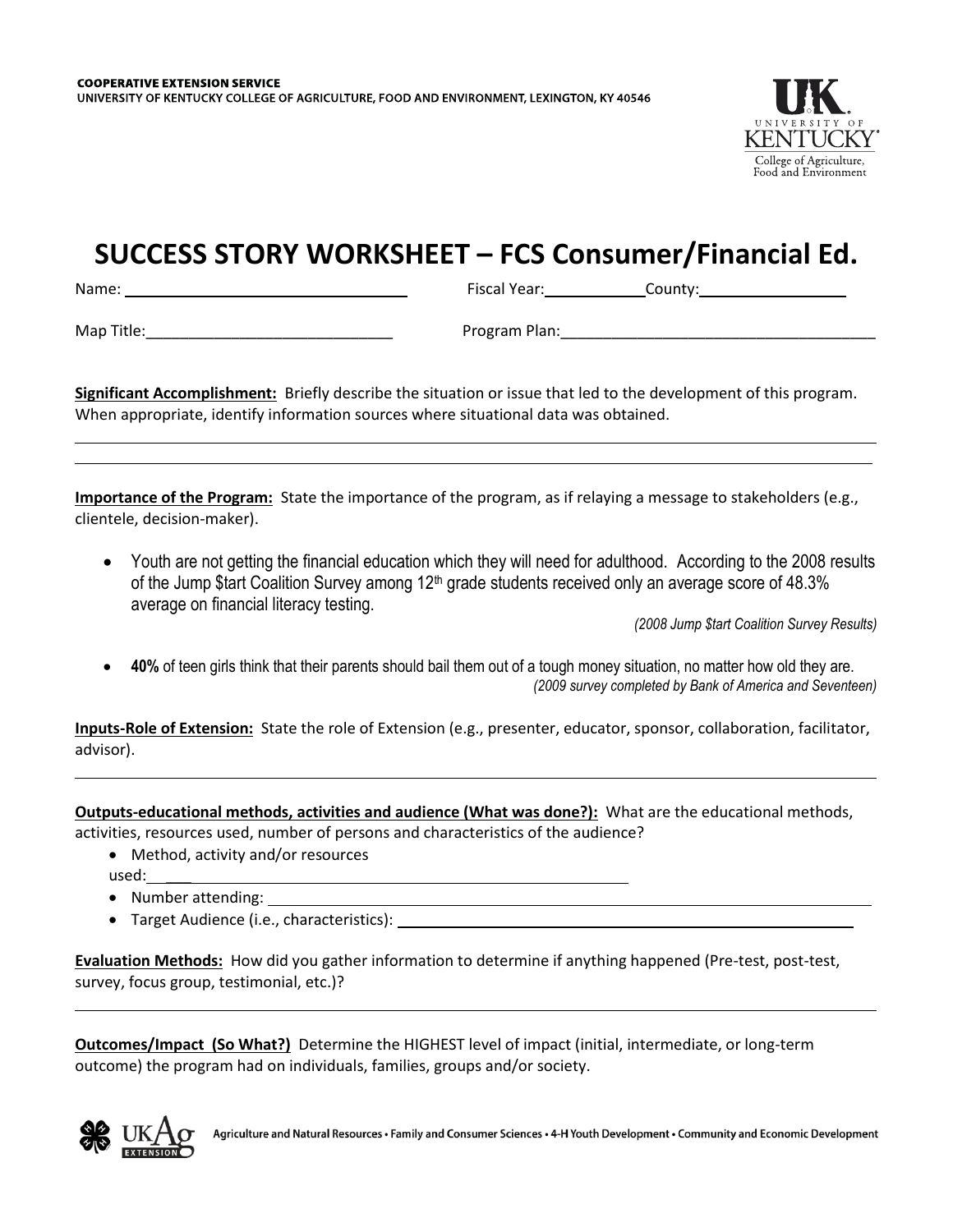COOPERATIVE EXTENSION SERVICE
UNIVERSITY OF KENTUCKY COLLEGE OF AGRICULTURE, FOOD AND ENVIRONMENT, LEXINGTON, KY 40546

# SUCCESS STORY WORKSHEET – FCS Consumer/Financial Ed.

Name: ________________________________ Fiscal Year: ___________ County: _________________

Map Title: _____________________________ Program Plan: _____________________________________

**Significant Accomplishment:** Briefly describe the situation or issue that led to the development of this program. When appropriate, identify information sources where situational data was obtained.

**Importance of the Program:** State the importance of the program, as if relaying a message to stakeholders (e.g., clientele, decision-maker).

- Youth are not getting the financial education which they will need for adulthood. According to the 2008 results of the Jump $tart Coalition Survey among 12th grade students received only an average score of 48.3% average on financial literacy testing.
  *(2008 Jump $tart Coalition Survey Results)*

- **40%** of teen girls think that their parents should bail them out of a tough money situation, no matter how old they are.
  *(2009 survey completed by Bank of America and Seventeen)*

**Inputs-Role of Extension:** State the role of Extension (e.g., presenter, educator, sponsor, collaboration, facilitator, advisor).

**Outputs-educational methods, activities and audience (What was done?):** What are the educational methods, activities, resources used, number of persons and characteristics of the audience?

- Method, activity and/or resources used: ___
- Number attending:
- Target Audience (i.e., characteristics):

**Evaluation Methods:** How did you gather information to determine if anything happened (Pre-test, post-test, survey, focus group, testimonial, etc.)?

**Outcomes/Impact (So What?)** Determine the HIGHEST level of impact (initial, intermediate, or long-term outcome) the program had on individuals, families, groups and/or society.

Agriculture and Natural Resources • Family and Consumer Sciences • 4-H Youth Development • Community and Economic Development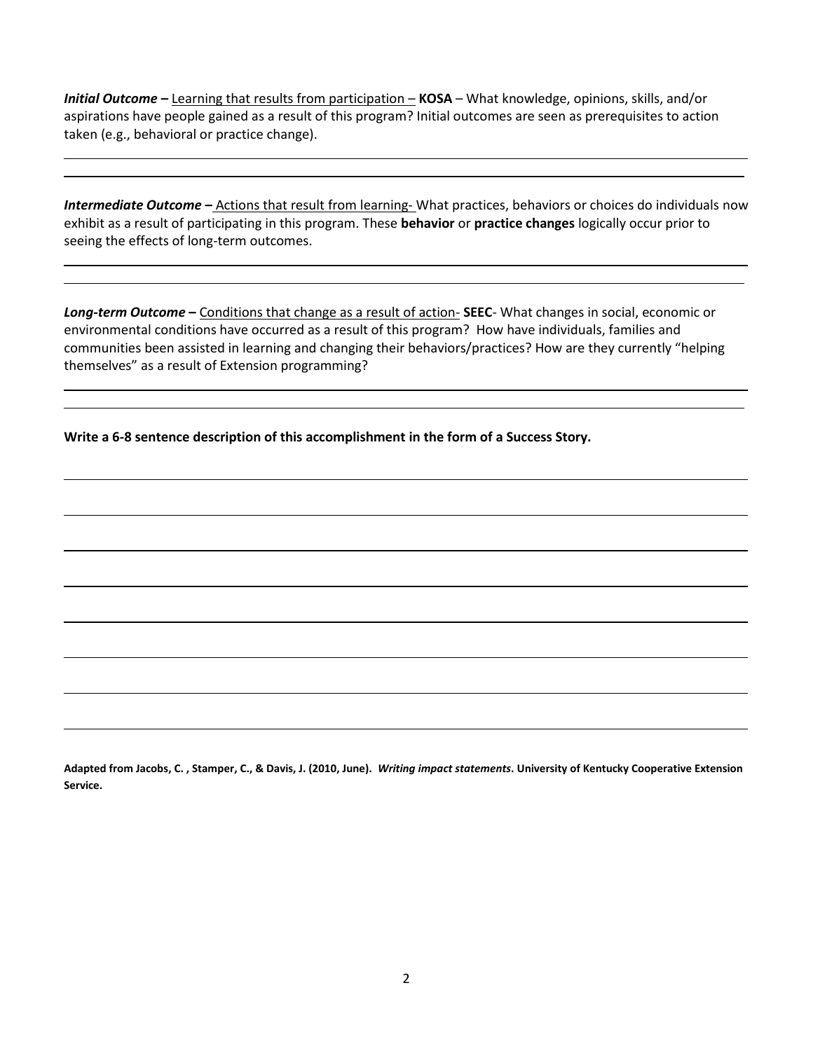***Initial Outcome*** **–** Learning that results from participation – **KOSA** – What knowledge, opinions, skills, and/or aspirations have people gained as a result of this program? Initial outcomes are seen as prerequisites to action taken (e.g., behavioral or practice change).

***Intermediate Outcome*** **–** Actions that result from learning- What practices, behaviors or choices do individuals now exhibit as a result of participating in this program. These **behavior** or **practice changes** logically occur prior to seeing the effects of long-term outcomes.

***Long-term Outcome*** **–** Conditions that change as a result of action- **SEEC**- What changes in social, economic or environmental conditions have occurred as a result of this program? How have individuals, families and communities been assisted in learning and changing their behaviors/practices? How are they currently "helping themselves" as a result of Extension programming?

**Write a 6-8 sentence description of this accomplishment in the form of a Success Story.**

**Adapted from Jacobs, C. , Stamper, C., & Davis, J. (2010, June).** ***Writing impact statements*****. University of Kentucky Cooperative Extension Service.**